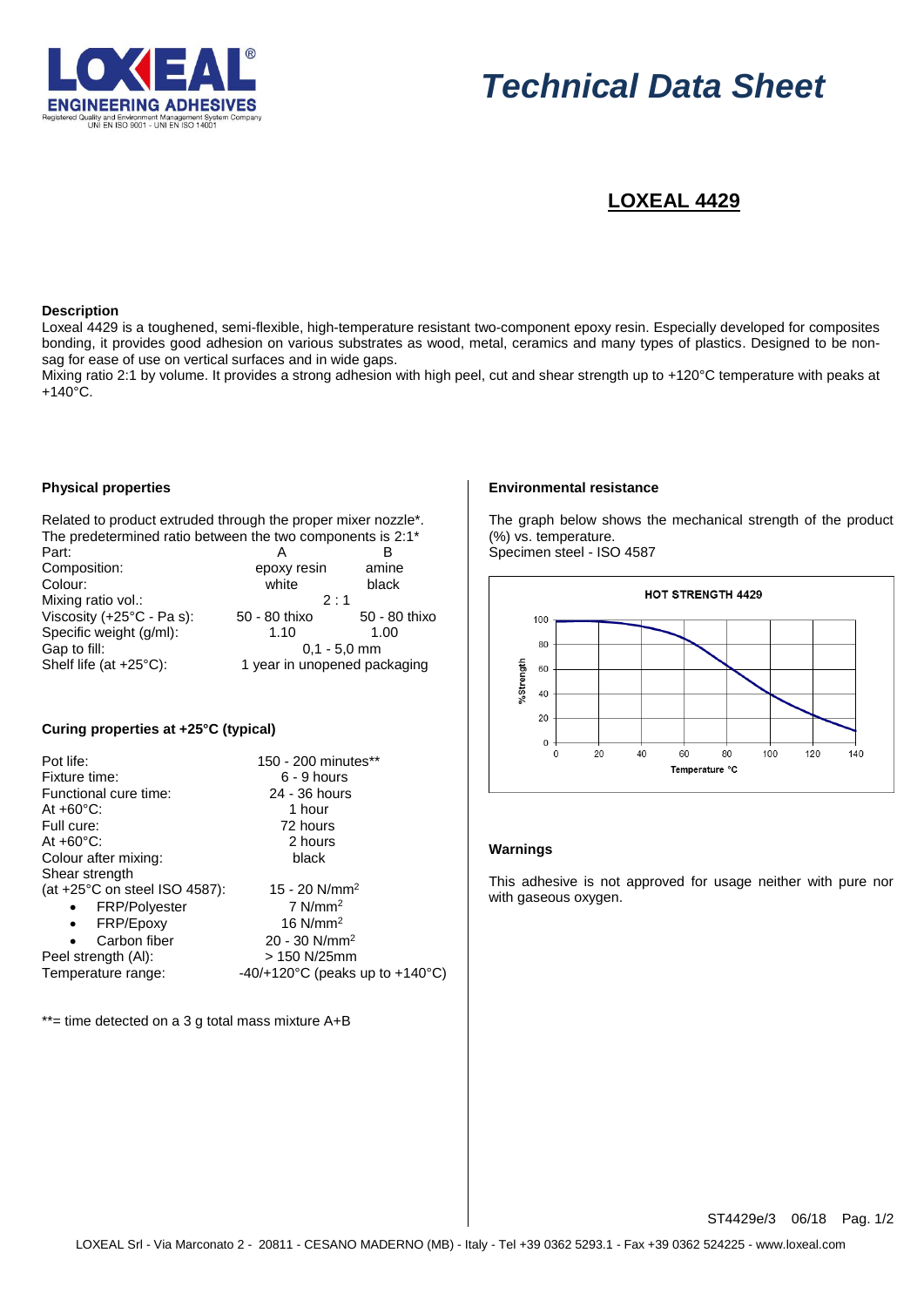# Technical Data Sheet

## LOXEAL 4429

### Description

Loxeal 4429 is a toughened, semi-flexible, high-temperature resistant two-component epoxy resin. Especially developed for composites bonding, it provides good adhesion on various substrates as wood, metal, ceramics and many types of plastics. Designed to be non-sag for ease of use on vertical surfaces and in wide gaps.

Mixing ratio 2:1 by volume. It provides a strong adhesion with high peel, cut and shear strength up to +120°C temperature with peaks at +140°C.

### Physical properties

Related to product extruded through the proper mixer nozzle*.
The predetermined ratio between the two components is 2:1*

| Part: | A | B |
|---|---|---|
| Composition: | epoxy resin | amine |
| Colour: | white | black |
| Mixing ratio vol.: | 2 : 1 | |
| Viscosity (+25°C - Pa s): | 50 - 80 thixo | 50 - 80 thixo |
| Specific weight (g/ml): | 1.10 | 1.00 |
| Gap to fill: | 0,1 - 5,0 mm | |
| Shelf life (at +25°C): | 1 year in unopened packaging | |

### Curing properties at +25°C (typical)

| | |
|---|---|
| Pot life: | 150 - 200 minutes** |
| Fixture time: | 6 - 9 hours |
| Functional cure time: | 24 - 36 hours |
| At +60°C: | 1 hour |
| Full cure: | 72 hours |
| At +60°C: | 2 hours |
| Colour after mixing: | black |
| Shear strength (at +25°C on steel ISO 4587): | 15 - 20 N/mm$^2$ |
| • FRP/Polyester | 7 N/mm$^2$ |
| • FRP/Epoxy | 16 N/mm$^2$ |
| • Carbon fiber | 20 - 30 N/mm$^2$ |
| Peel strength (Al): | > 150 N/25mm |
| Temperature range: | -40/+120°C (peaks up to +140°C) |

**= time detected on a 3 g total mass mixture A+B

### Environmental resistance

The graph below shows the mechanical strength of the product (%) vs. temperature.
Specimen steel - ISO 4587

HOT STRENGTH 4429

| Temperature °C | 0 | 20 | 40 | 60 | 80 | 100 | 120 | 140 |
|---|---|---|---|---|---|---|---|---|
| %Strength (approx.) | 100 | 100 | 96 | 87 | 62 | 40 | 25 | 10 |

### Warnings

This adhesive is not approved for usage neither with pure nor with gaseous oxygen.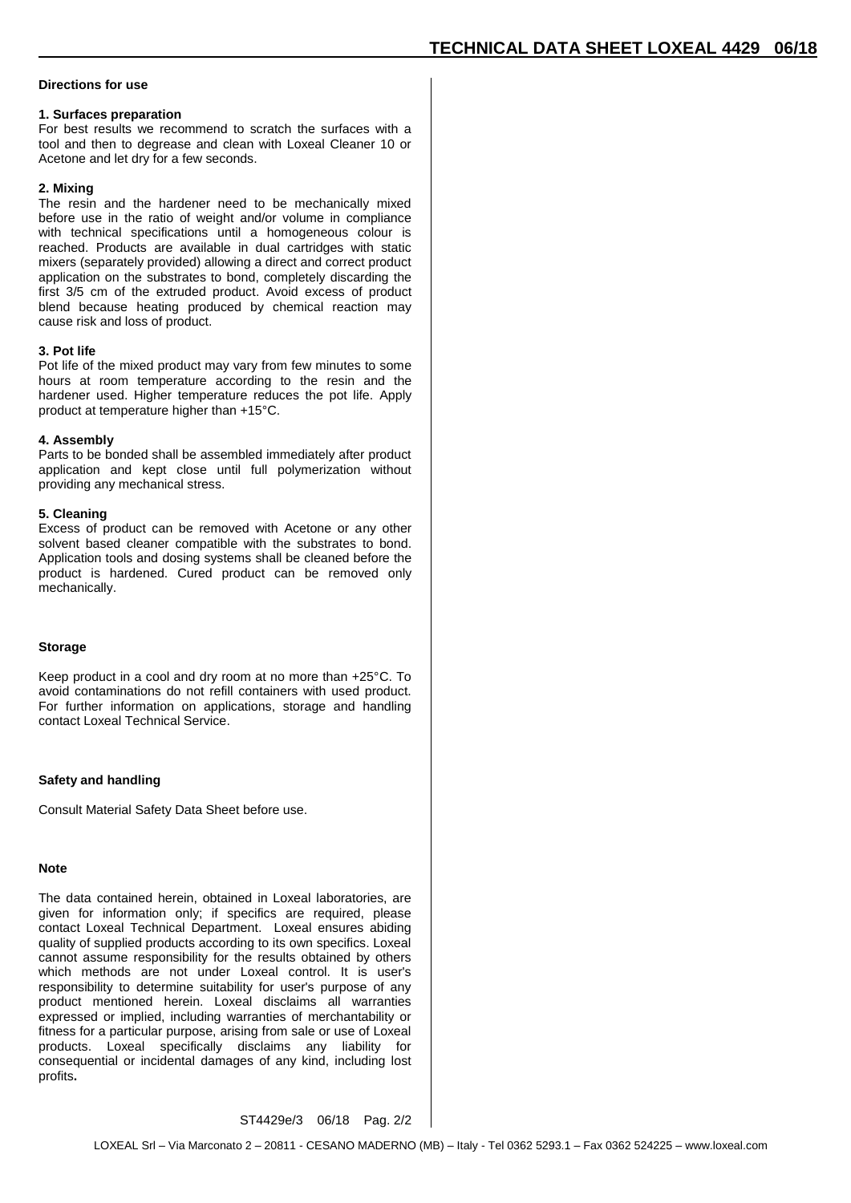### Directions for use

**1. Surfaces preparation**

For best results we recommend to scratch the surfaces with a tool and then to degrease and clean with Loxeal Cleaner 10 or Acetone and let dry for a few seconds.

**2. Mixing**

The resin and the hardener need to be mechanically mixed before use in the ratio of weight and/or volume in compliance with technical specifications until a homogeneous colour is reached. Products are available in dual cartridges with static mixers (separately provided) allowing a direct and correct product application on the substrates to bond, completely discarding the first 3/5 cm of the extruded product. Avoid excess of product blend because heating produced by chemical reaction may cause risk and loss of product.

**3. Pot life**

Pot life of the mixed product may vary from few minutes to some hours at room temperature according to the resin and the hardener used. Higher temperature reduces the pot life. Apply product at temperature higher than +15°C.

**4. Assembly**

Parts to be bonded shall be assembled immediately after product application and kept close until full polymerization without providing any mechanical stress.

**5. Cleaning**

Excess of product can be removed with Acetone or any other solvent based cleaner compatible with the substrates to bond. Application tools and dosing systems shall be cleaned before the product is hardened. Cured product can be removed only mechanically.

### Storage

Keep product in a cool and dry room at no more than +25°C. To avoid contaminations do not refill containers with used product. For further information on applications, storage and handling contact Loxeal Technical Service.

### Safety and handling

Consult Material Safety Data Sheet before use.

### Note

The data contained herein, obtained in Loxeal laboratories, are given for information only; if specifics are required, please contact Loxeal Technical Department. Loxeal ensures abiding quality of supplied products according to its own specifics. Loxeal cannot assume responsibility for the results obtained by others which methods are not under Loxeal control. It is user's responsibility to determine suitability for user's purpose of any product mentioned herein. Loxeal disclaims all warranties expressed or implied, including warranties of merchantability or fitness for a particular purpose, arising from sale or use of Loxeal products. Loxeal specifically disclaims any liability for consequential or incidental damages of any kind, including lost profits**.**

ST4429e/3 06/18

LOXEAL Srl – Via Marconato 2 – 20811 - CESANO MADERNO (MB) – Italy - Tel 0362 5293.1 – Fax 0362 524225 – www.loxeal.com